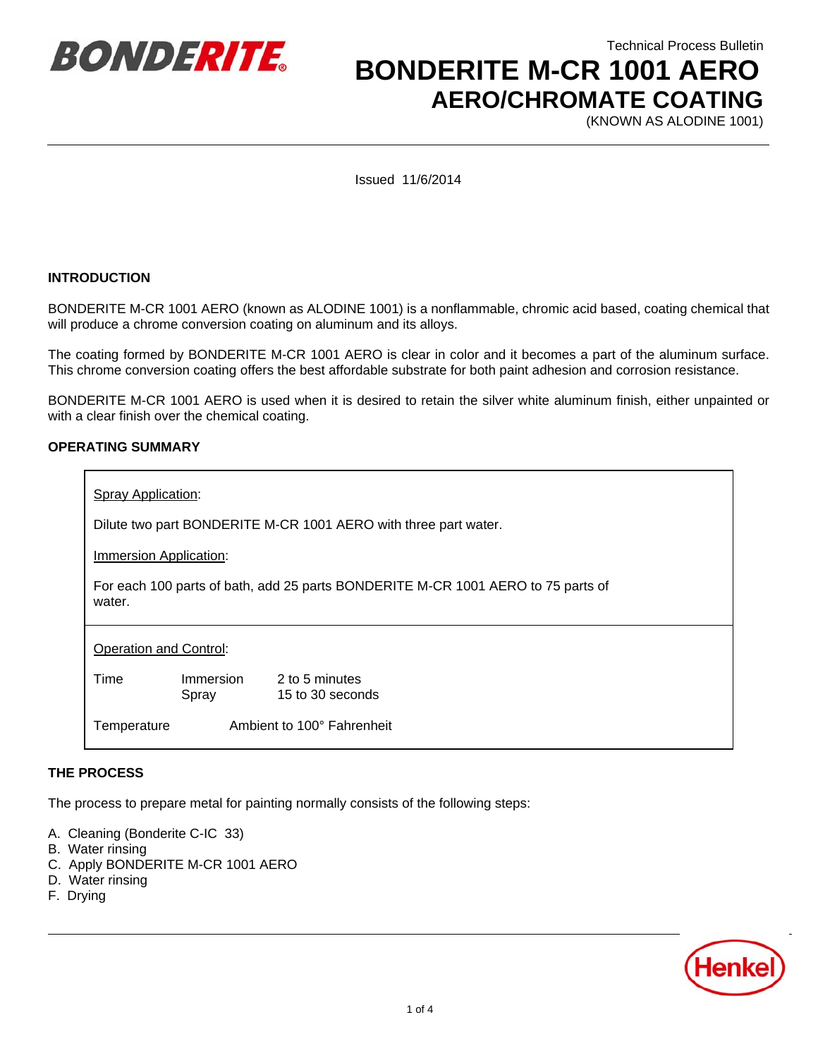Technical Process Bulletin

# BONDERITE M-CR 1001 AERO

## AERO/CHROMATE COATING

(KNOWN AS ALODINE 1001)

Issued 11/6/2014

### INTRODUCTION

BONDERITE M-CR 1001 AERO (known as ALODINE 1001) is a nonflammable, chromic acid based, coating chemical that will produce a chrome conversion coating on aluminum and its alloys.

The coating formed by BONDERITE M-CR 1001 AERO is clear in color and it becomes a part of the aluminum surface. This chrome conversion coating offers the best affordable substrate for both paint adhesion and corrosion resistance.

BONDERITE M-CR 1001 AERO is used when it is desired to retain the silver white aluminum finish, either unpainted or with a clear finish over the chemical coating.

### OPERATING SUMMARY

<u>Spray Application</u>:

Dilute two part BONDERITE M-CR 1001 AERO with three part water.

<u>Immersion Application</u>:

For each 100 parts of bath, add 25 parts BONDERITE M-CR 1001 AERO to 75 parts of water.

<u>Operation and Control</u>:

| | | |
|---|---|---|
| Time | Immersion | 2 to 5 minutes |
| | Spray | 15 to 30 seconds |
| Temperature | Ambient to 100° Fahrenheit | |

### THE PROCESS

The process to prepare metal for painting normally consists of the following steps:

A. Cleaning (Bonderite C-IC 33)
B. Water rinsing
C. Apply BONDERITE M-CR 1001 AERO
D. Water rinsing
F. Drying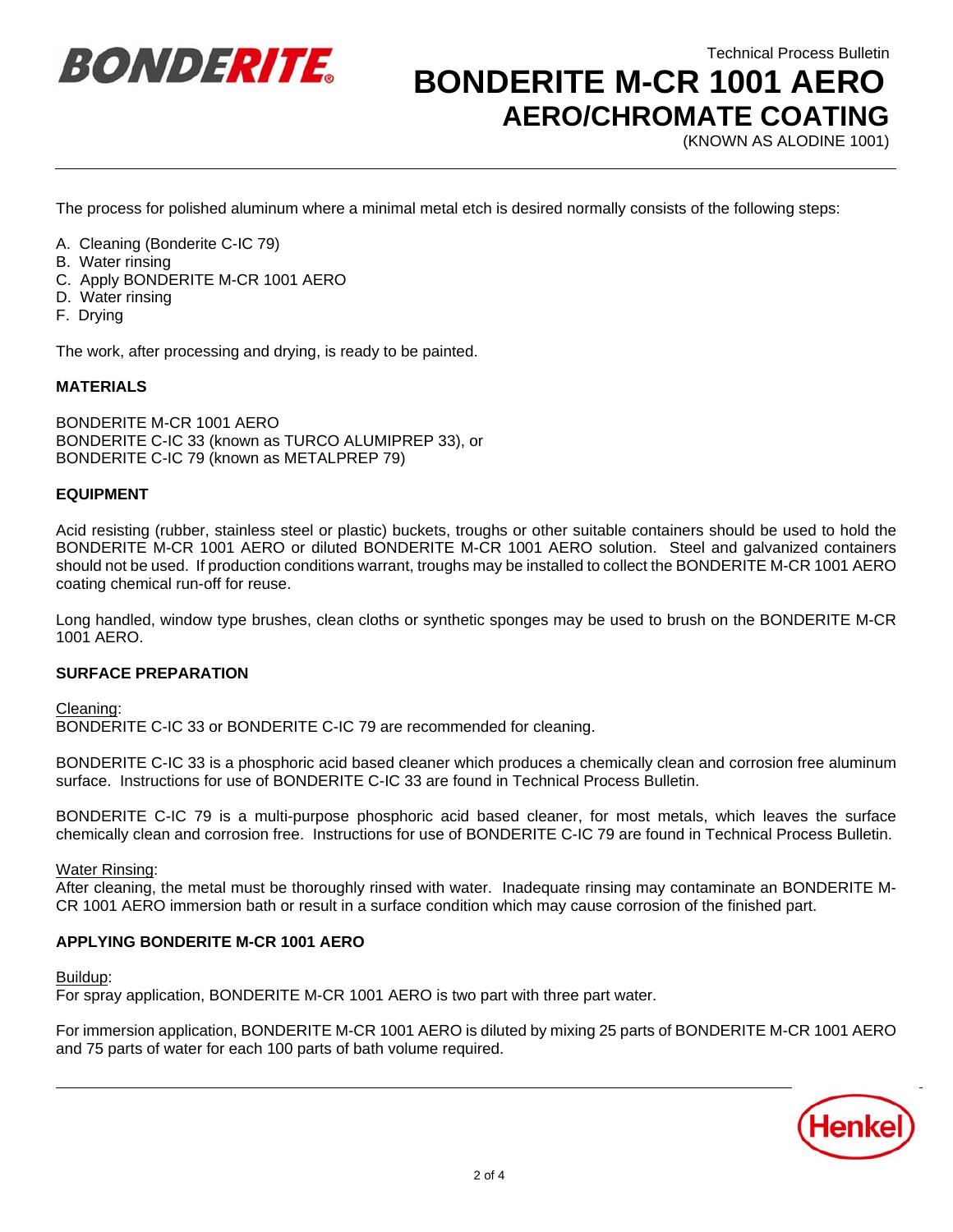The process for polished aluminum where a minimal metal etch is desired normally consists of the following steps:

A. Cleaning (Bonderite C-IC 79)
B. Water rinsing
C. Apply BONDERITE M-CR 1001 AERO
D. Water rinsing
F. Drying

The work, after processing and drying, is ready to be painted.

## MATERIALS

BONDERITE M-CR 1001 AERO
BONDERITE C-IC 33 (known as TURCO ALUMIPREP 33), or
BONDERITE C-IC 79 (known as METALPREP 79)

## EQUIPMENT

Acid resisting (rubber, stainless steel or plastic) buckets, troughs or other suitable containers should be used to hold the BONDERITE M-CR 1001 AERO or diluted BONDERITE M-CR 1001 AERO solution. Steel and galvanized containers should not be used. If production conditions warrant, troughs may be installed to collect the BONDERITE M-CR 1001 AERO coating chemical run-off for reuse.

Long handled, window type brushes, clean cloths or synthetic sponges may be used to brush on the BONDERITE M-CR 1001 AERO.

## SURFACE PREPARATION

Cleaning:
BONDERITE C-IC 33 or BONDERITE C-IC 79 are recommended for cleaning.

BONDERITE C-IC 33 is a phosphoric acid based cleaner which produces a chemically clean and corrosion free aluminum surface. Instructions for use of BONDERITE C-IC 33 are found in Technical Process Bulletin.

BONDERITE C-IC 79 is a multi-purpose phosphoric acid based cleaner, for most metals, which leaves the surface chemically clean and corrosion free. Instructions for use of BONDERITE C-IC 79 are found in Technical Process Bulletin.

Water Rinsing:
After cleaning, the metal must be thoroughly rinsed with water. Inadequate rinsing may contaminate an BONDERITE M-CR 1001 AERO immersion bath or result in a surface condition which may cause corrosion of the finished part.

## APPLYING BONDERITE M-CR 1001 AERO

Buildup:
For spray application, BONDERITE M-CR 1001 AERO is two part with three part water.

For immersion application, BONDERITE M-CR 1001 AERO is diluted by mixing 25 parts of BONDERITE M-CR 1001 AERO and 75 parts of water for each 100 parts of bath volume required.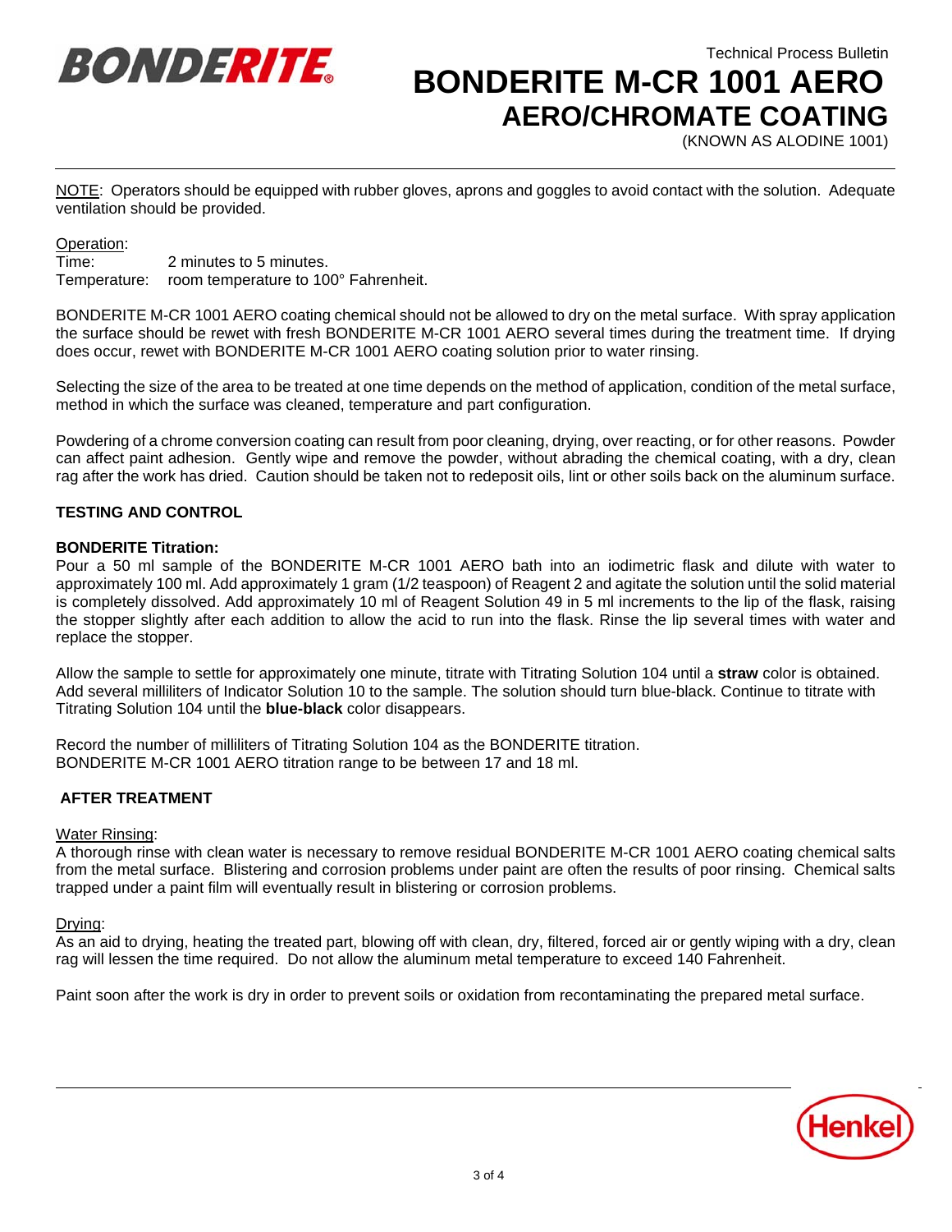NOTE: Operators should be equipped with rubber gloves, aprons and goggles to avoid contact with the solution. Adequate ventilation should be provided.

Operation:
Time: 2 minutes to 5 minutes.
Temperature: room temperature to 100° Fahrenheit.

BONDERITE M-CR 1001 AERO coating chemical should not be allowed to dry on the metal surface. With spray application the surface should be rewet with fresh BONDERITE M-CR 1001 AERO several times during the treatment time. If drying does occur, rewet with BONDERITE M-CR 1001 AERO coating solution prior to water rinsing.

Selecting the size of the area to be treated at one time depends on the method of application, condition of the metal surface, method in which the surface was cleaned, temperature and part configuration.

Powdering of a chrome conversion coating can result from poor cleaning, drying, over reacting, or for other reasons. Powder can affect paint adhesion. Gently wipe and remove the powder, without abrading the chemical coating, with a dry, clean rag after the work has dried. Caution should be taken not to redeposit oils, lint or other soils back on the aluminum surface.

## TESTING AND CONTROL

### BONDERITE Titration:

Pour a 50 ml sample of the BONDERITE M-CR 1001 AERO bath into an iodimetric flask and dilute with water to approximately 100 ml. Add approximately 1 gram (1/2 teaspoon) of Reagent 2 and agitate the solution until the solid material is completely dissolved. Add approximately 10 ml of Reagent Solution 49 in 5 ml increments to the lip of the flask, raising the stopper slightly after each addition to allow the acid to run into the flask. Rinse the lip several times with water and replace the stopper.

Allow the sample to settle for approximately one minute, titrate with Titrating Solution 104 until a **straw** color is obtained. Add several milliliters of Indicator Solution 10 to the sample. The solution should turn blue-black. Continue to titrate with Titrating Solution 104 until the **blue-black** color disappears.

Record the number of milliliters of Titrating Solution 104 as the BONDERITE titration.
BONDERITE M-CR 1001 AERO titration range to be between 17 and 18 ml.

## AFTER TREATMENT

Water Rinsing:
A thorough rinse with clean water is necessary to remove residual BONDERITE M-CR 1001 AERO coating chemical salts from the metal surface. Blistering and corrosion problems under paint are often the results of poor rinsing. Chemical salts trapped under a paint film will eventually result in blistering or corrosion problems.

Drying:
As an aid to drying, heating the treated part, blowing off with clean, dry, filtered, forced air or gently wiping with a dry, clean rag will lessen the time required. Do not allow the aluminum metal temperature to exceed 140 Fahrenheit.

Paint soon after the work is dry in order to prevent soils or oxidation from recontaminating the prepared metal surface.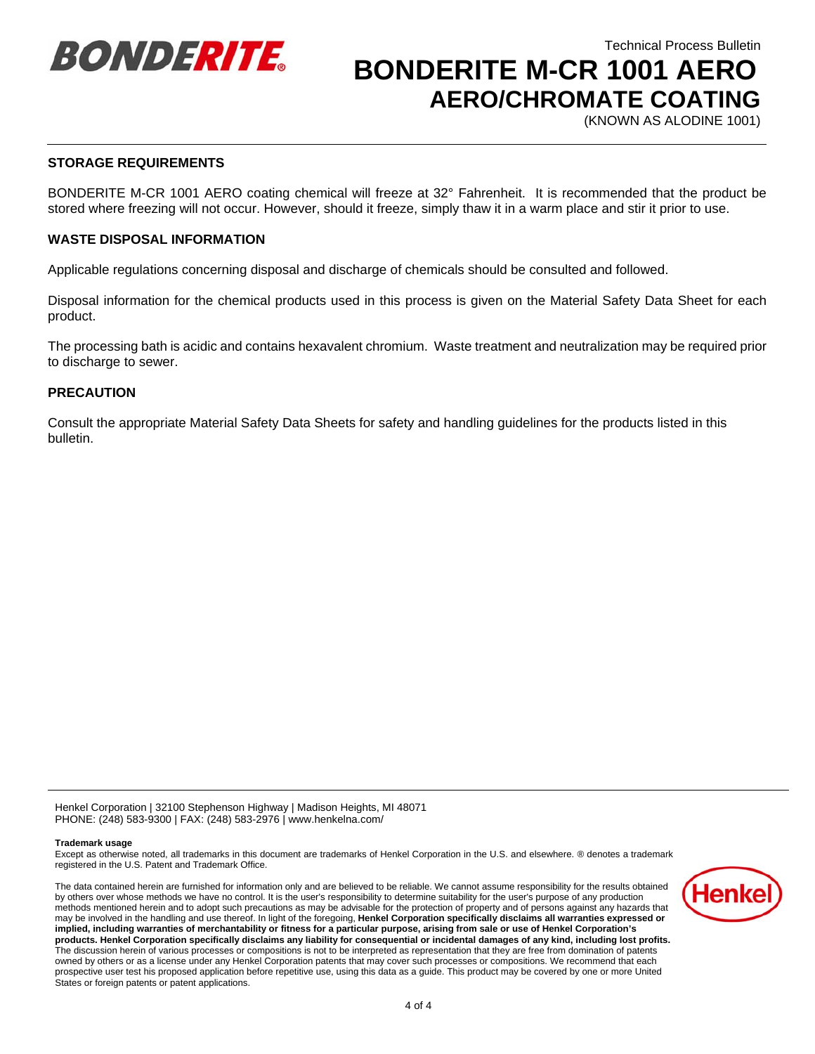## STORAGE REQUIREMENTS

BONDERITE M-CR 1001 AERO coating chemical will freeze at 32° Fahrenheit. It is recommended that the product be stored where freezing will not occur. However, should it freeze, simply thaw it in a warm place and stir it prior to use.

## WASTE DISPOSAL INFORMATION

Applicable regulations concerning disposal and discharge of chemicals should be consulted and followed.

Disposal information for the chemical products used in this process is given on the Material Safety Data Sheet for each product.

The processing bath is acidic and contains hexavalent chromium. Waste treatment and neutralization may be required prior to discharge to sewer.

## PRECAUTION

Consult the appropriate Material Safety Data Sheets for safety and handling guidelines for the products listed in this bulletin.

Henkel Corporation | 32100 Stephenson Highway | Madison Heights, MI 48071
PHONE: (248) 583-9300 | FAX: (248) 583-2976 | www.henkelna.com/

**Trademark usage**

Except as otherwise noted, all trademarks in this document are trademarks of Henkel Corporation in the U.S. and elsewhere. ® denotes a trademark registered in the U.S. Patent and Trademark Office.

The data contained herein are furnished for information only and are believed to be reliable. We cannot assume responsibility for the results obtained by others over whose methods we have no control. It is the user's responsibility to determine suitability for the user's purpose of any production methods mentioned herein and to adopt such precautions as may be advisable for the protection of property and of persons against any hazards that may be involved in the handling and use thereof. In light of the foregoing, **Henkel Corporation specifically disclaims all warranties expressed or implied, including warranties of merchantability or fitness for a particular purpose, arising from sale or use of Henkel Corporation's products. Henkel Corporation specifically disclaims any liability for consequential or incidental damages of any kind, including lost profits.** The discussion herein of various processes or compositions is not to be interpreted as representation that they are free from domination of patents owned by others or as a license under any Henkel Corporation patents that may cover such processes or compositions. We recommend that each prospective user test his proposed application before repetitive use, using this data as a guide. This product may be covered by one or more United States or foreign patents or patent applications.